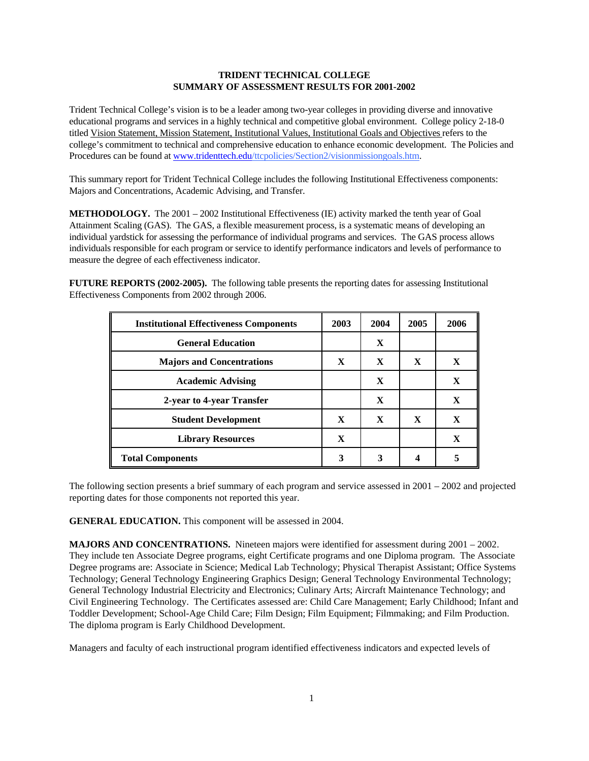# TRIDENT TECHNICAL COLLEGE
## SUMMARY OF ASSESSMENT RESULTS FOR 2001-2002

Trident Technical College's vision is to be a leader among two-year colleges in providing diverse and innovative educational programs and services in a highly technical and competitive global environment. College policy 2-18-0 titled Vision Statement, Mission Statement, Institutional Values, Institutional Goals and Objectives refers to the college's commitment to technical and comprehensive education to enhance economic development. The Policies and Procedures can be found at www.tridenttech.edu/ttcpolicies/Section2/visionmissiongoals.htm.

This summary report for Trident Technical College includes the following Institutional Effectiveness components: Majors and Concentrations, Academic Advising, and Transfer.

**METHODOLOGY.** The 2001 – 2002 Institutional Effectiveness (IE) activity marked the tenth year of Goal Attainment Scaling (GAS). The GAS, a flexible measurement process, is a systematic means of developing an individual yardstick for assessing the performance of individual programs and services. The GAS process allows individuals responsible for each program or service to identify performance indicators and levels of performance to measure the degree of each effectiveness indicator.

**FUTURE REPORTS (2002-2005).** The following table presents the reporting dates for assessing Institutional Effectiveness Components from 2002 through 2006.

| Institutional Effectiveness Components | 2003 | 2004 | 2005 | 2006 |
|---|---|---|---|---|
| **General Education** | | **X** | | |
| **Majors and Concentrations** | **X** | **X** | **X** | **X** |
| **Academic Advising** | | **X** | | **X** |
| **2-year to 4-year Transfer** | | **X** | | **X** |
| **Student Development** | **X** | **X** | **X** | **X** |
| **Library Resources** | **X** | | | **X** |
| **Total Components** | **3** | **3** | **4** | **5** |

The following section presents a brief summary of each program and service assessed in 2001 – 2002 and projected reporting dates for those components not reported this year.

**GENERAL EDUCATION.** This component will be assessed in 2004.

**MAJORS AND CONCENTRATIONS.** Nineteen majors were identified for assessment during 2001 – 2002. They include ten Associate Degree programs, eight Certificate programs and one Diploma program. The Associate Degree programs are: Associate in Science; Medical Lab Technology; Physical Therapist Assistant; Office Systems Technology; General Technology Engineering Graphics Design; General Technology Environmental Technology; General Technology Industrial Electricity and Electronics; Culinary Arts; Aircraft Maintenance Technology; and Civil Engineering Technology. The Certificates assessed are: Child Care Management; Early Childhood; Infant and Toddler Development; School-Age Child Care; Film Design; Film Equipment; Filmmaking; and Film Production. The diploma program is Early Childhood Development.

Managers and faculty of each instructional program identified effectiveness indicators and expected levels of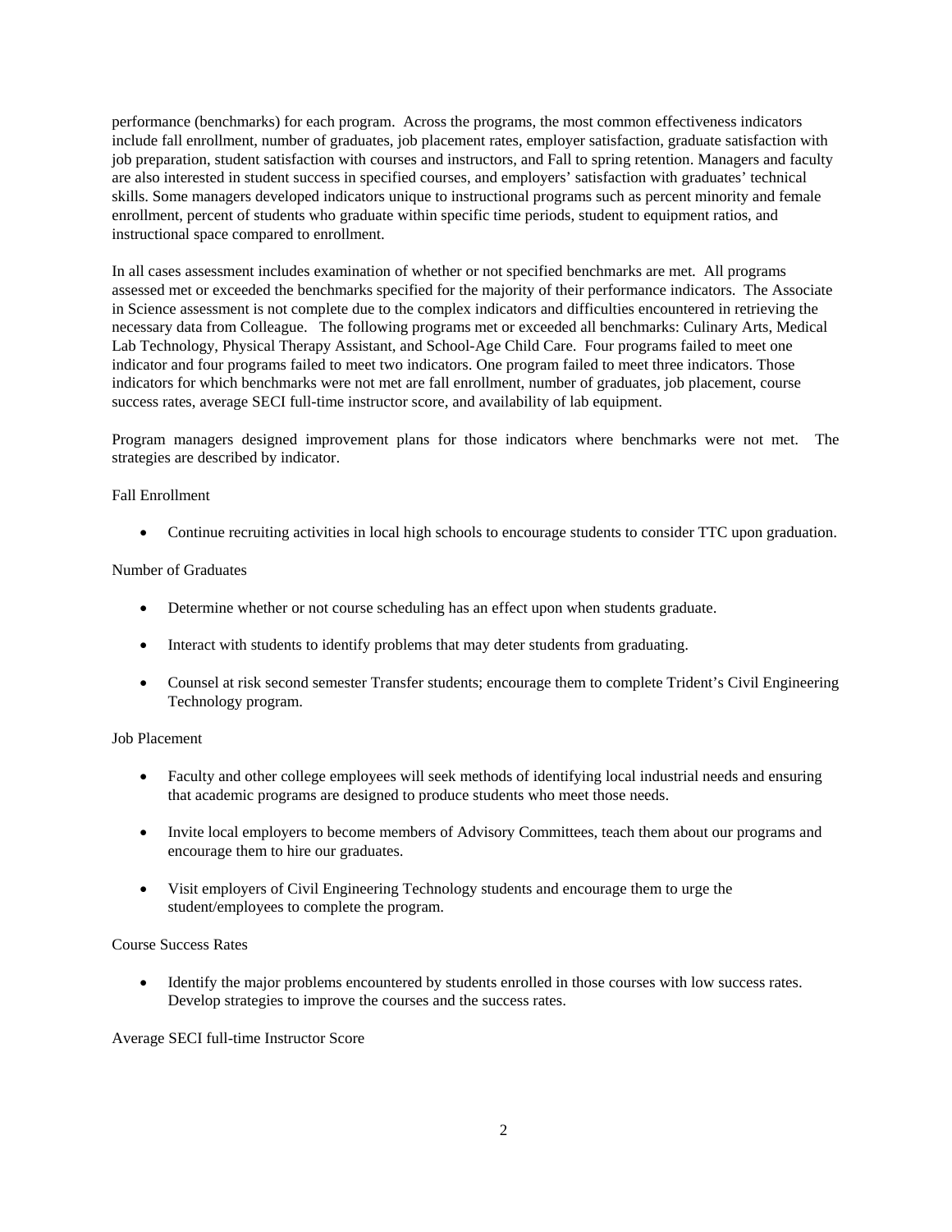performance (benchmarks) for each program. Across the programs, the most common effectiveness indicators include fall enrollment, number of graduates, job placement rates, employer satisfaction, graduate satisfaction with job preparation, student satisfaction with courses and instructors, and Fall to spring retention. Managers and faculty are also interested in student success in specified courses, and employers' satisfaction with graduates' technical skills. Some managers developed indicators unique to instructional programs such as percent minority and female enrollment, percent of students who graduate within specific time periods, student to equipment ratios, and instructional space compared to enrollment.

In all cases assessment includes examination of whether or not specified benchmarks are met. All programs assessed met or exceeded the benchmarks specified for the majority of their performance indicators. The Associate in Science assessment is not complete due to the complex indicators and difficulties encountered in retrieving the necessary data from Colleague. The following programs met or exceeded all benchmarks: Culinary Arts, Medical Lab Technology, Physical Therapy Assistant, and School-Age Child Care. Four programs failed to meet one indicator and four programs failed to meet two indicators. One program failed to meet three indicators. Those indicators for which benchmarks were not met are fall enrollment, number of graduates, job placement, course success rates, average SECI full-time instructor score, and availability of lab equipment.

Program managers designed improvement plans for those indicators where benchmarks were not met. The strategies are described by indicator.

Fall Enrollment

- Continue recruiting activities in local high schools to encourage students to consider TTC upon graduation.

Number of Graduates

- Determine whether or not course scheduling has an effect upon when students graduate.
- Interact with students to identify problems that may deter students from graduating.
- Counsel at risk second semester Transfer students; encourage them to complete Trident's Civil Engineering Technology program.

Job Placement

- Faculty and other college employees will seek methods of identifying local industrial needs and ensuring that academic programs are designed to produce students who meet those needs.
- Invite local employers to become members of Advisory Committees, teach them about our programs and encourage them to hire our graduates.
- Visit employers of Civil Engineering Technology students and encourage them to urge the student/employees to complete the program.

Course Success Rates

- Identify the major problems encountered by students enrolled in those courses with low success rates. Develop strategies to improve the courses and the success rates.

Average SECI full-time Instructor Score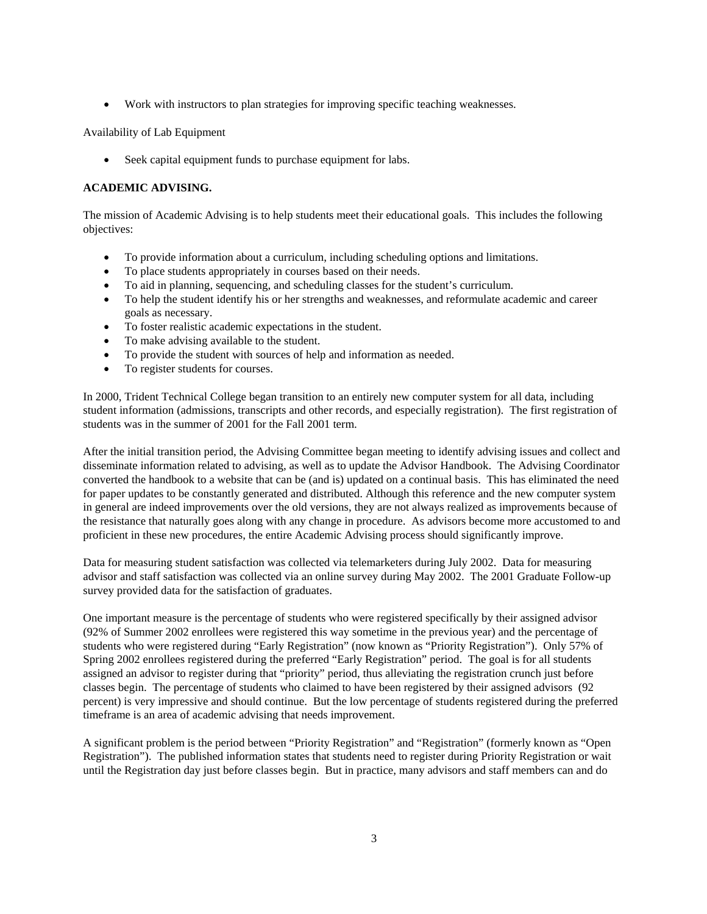- Work with instructors to plan strategies for improving specific teaching weaknesses.

Availability of Lab Equipment

- Seek capital equipment funds to purchase equipment for labs.

**ACADEMIC ADVISING.**

The mission of Academic Advising is to help students meet their educational goals. This includes the following objectives:

- To provide information about a curriculum, including scheduling options and limitations.
- To place students appropriately in courses based on their needs.
- To aid in planning, sequencing, and scheduling classes for the student's curriculum.
- To help the student identify his or her strengths and weaknesses, and reformulate academic and career goals as necessary.
- To foster realistic academic expectations in the student.
- To make advising available to the student.
- To provide the student with sources of help and information as needed.
- To register students for courses.

In 2000, Trident Technical College began transition to an entirely new computer system for all data, including student information (admissions, transcripts and other records, and especially registration). The first registration of students was in the summer of 2001 for the Fall 2001 term.

After the initial transition period, the Advising Committee began meeting to identify advising issues and collect and disseminate information related to advising, as well as to update the Advisor Handbook. The Advising Coordinator converted the handbook to a website that can be (and is) updated on a continual basis. This has eliminated the need for paper updates to be constantly generated and distributed. Although this reference and the new computer system in general are indeed improvements over the old versions, they are not always realized as improvements because of the resistance that naturally goes along with any change in procedure. As advisors become more accustomed to and proficient in these new procedures, the entire Academic Advising process should significantly improve.

Data for measuring student satisfaction was collected via telemarketers during July 2002. Data for measuring advisor and staff satisfaction was collected via an online survey during May 2002. The 2001 Graduate Follow-up survey provided data for the satisfaction of graduates.

One important measure is the percentage of students who were registered specifically by their assigned advisor (92% of Summer 2002 enrollees were registered this way sometime in the previous year) and the percentage of students who were registered during "Early Registration" (now known as "Priority Registration"). Only 57% of Spring 2002 enrollees registered during the preferred "Early Registration" period. The goal is for all students assigned an advisor to register during that "priority" period, thus alleviating the registration crunch just before classes begin. The percentage of students who claimed to have been registered by their assigned advisors (92 percent) is very impressive and should continue. But the low percentage of students registered during the preferred timeframe is an area of academic advising that needs improvement.

A significant problem is the period between "Priority Registration" and "Registration" (formerly known as "Open Registration"). The published information states that students need to register during Priority Registration or wait until the Registration day just before classes begin. But in practice, many advisors and staff members can and do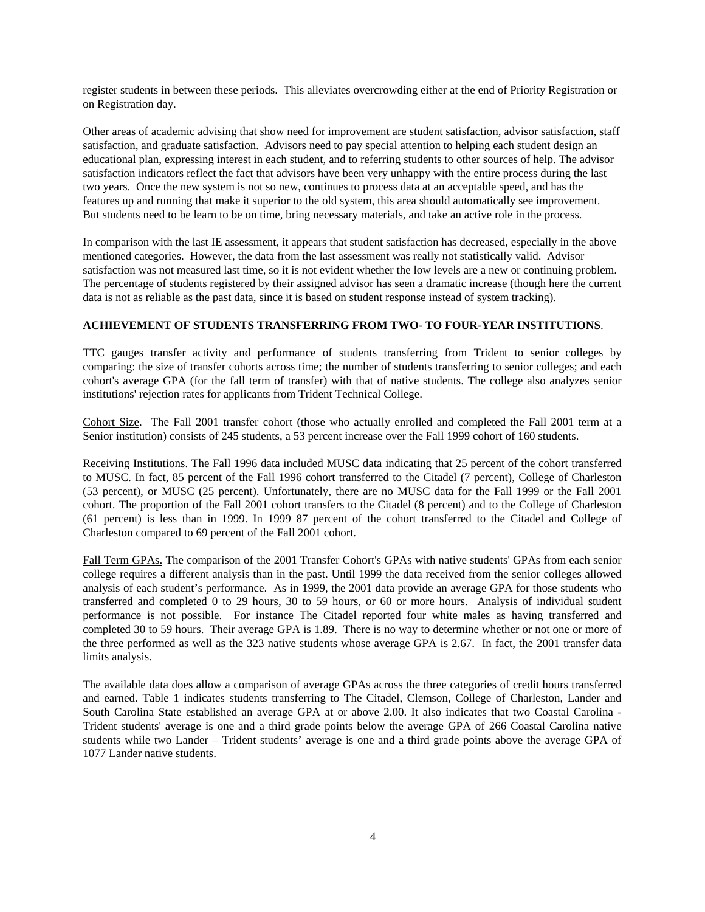register students in between these periods. This alleviates overcrowding either at the end of Priority Registration or on Registration day.

Other areas of academic advising that show need for improvement are student satisfaction, advisor satisfaction, staff satisfaction, and graduate satisfaction. Advisors need to pay special attention to helping each student design an educational plan, expressing interest in each student, and to referring students to other sources of help. The advisor satisfaction indicators reflect the fact that advisors have been very unhappy with the entire process during the last two years. Once the new system is not so new, continues to process data at an acceptable speed, and has the features up and running that make it superior to the old system, this area should automatically see improvement. But students need to be learn to be on time, bring necessary materials, and take an active role in the process.

In comparison with the last IE assessment, it appears that student satisfaction has decreased, especially in the above mentioned categories. However, the data from the last assessment was really not statistically valid. Advisor satisfaction was not measured last time, so it is not evident whether the low levels are a new or continuing problem. The percentage of students registered by their assigned advisor has seen a dramatic increase (though here the current data is not as reliable as the past data, since it is based on student response instead of system tracking).

**ACHIEVEMENT OF STUDENTS TRANSFERRING FROM TWO- TO FOUR-YEAR INSTITUTIONS**.

TTC gauges transfer activity and performance of students transferring from Trident to senior colleges by comparing: the size of transfer cohorts across time; the number of students transferring to senior colleges; and each cohort's average GPA (for the fall term of transfer) with that of native students. The college also analyzes senior institutions' rejection rates for applicants from Trident Technical College.

Cohort Size. The Fall 2001 transfer cohort (those who actually enrolled and completed the Fall 2001 term at a Senior institution) consists of 245 students, a 53 percent increase over the Fall 1999 cohort of 160 students.

Receiving Institutions. The Fall 1996 data included MUSC data indicating that 25 percent of the cohort transferred to MUSC. In fact, 85 percent of the Fall 1996 cohort transferred to the Citadel (7 percent), College of Charleston (53 percent), or MUSC (25 percent). Unfortunately, there are no MUSC data for the Fall 1999 or the Fall 2001 cohort. The proportion of the Fall 2001 cohort transfers to the Citadel (8 percent) and to the College of Charleston (61 percent) is less than in 1999. In 1999 87 percent of the cohort transferred to the Citadel and College of Charleston compared to 69 percent of the Fall 2001 cohort.

Fall Term GPAs. The comparison of the 2001 Transfer Cohort's GPAs with native students' GPAs from each senior college requires a different analysis than in the past. Until 1999 the data received from the senior colleges allowed analysis of each student's performance. As in 1999, the 2001 data provide an average GPA for those students who transferred and completed 0 to 29 hours, 30 to 59 hours, or 60 or more hours. Analysis of individual student performance is not possible. For instance The Citadel reported four white males as having transferred and completed 30 to 59 hours. Their average GPA is 1.89. There is no way to determine whether or not one or more of the three performed as well as the 323 native students whose average GPA is 2.67. In fact, the 2001 transfer data limits analysis.

The available data does allow a comparison of average GPAs across the three categories of credit hours transferred and earned. Table 1 indicates students transferring to The Citadel, Clemson, College of Charleston, Lander and South Carolina State established an average GPA at or above 2.00. It also indicates that two Coastal Carolina - Trident students' average is one and a third grade points below the average GPA of 266 Coastal Carolina native students while two Lander – Trident students' average is one and a third grade points above the average GPA of 1077 Lander native students.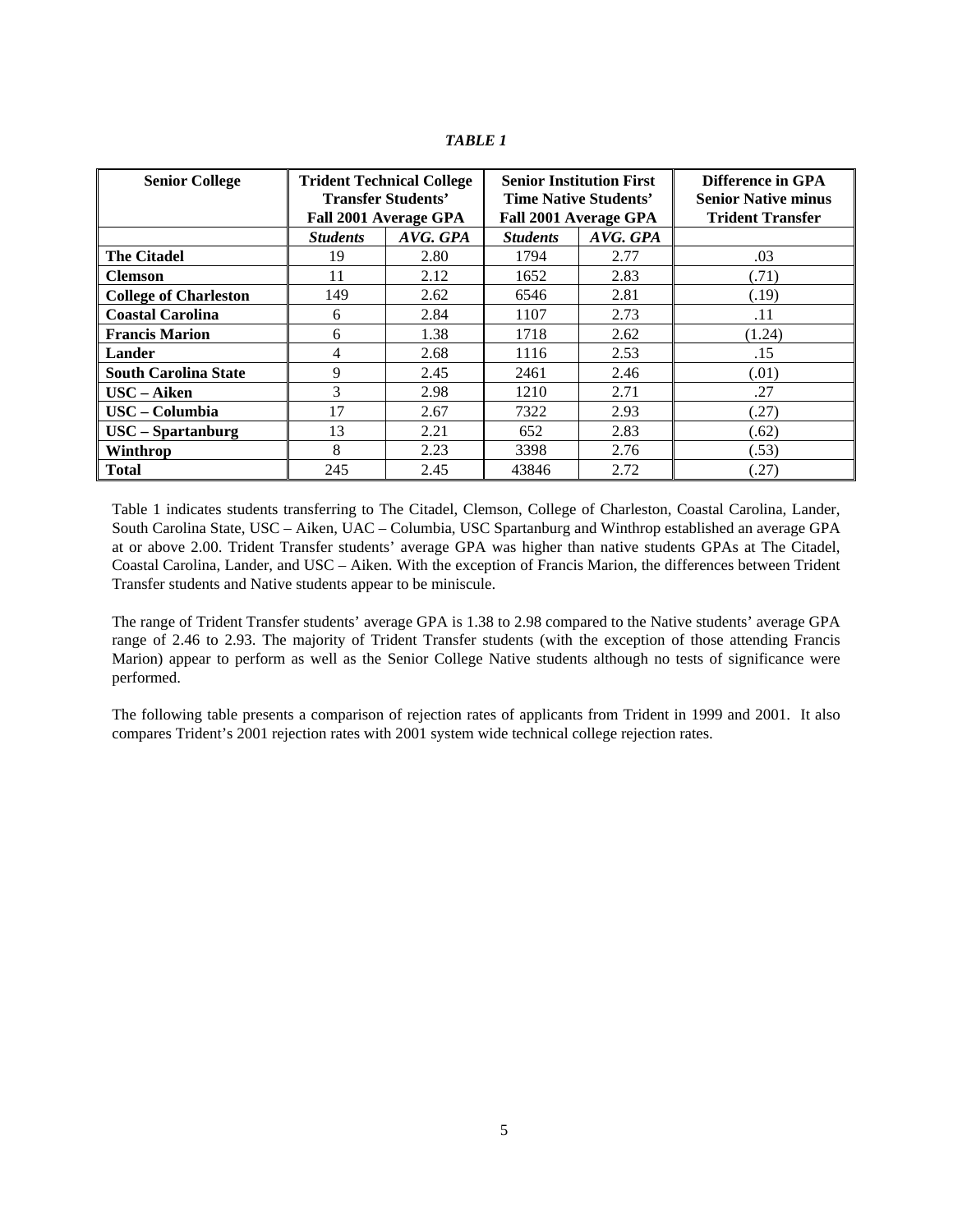***TABLE 1***

| Senior College | Trident Technical College Transfer Students' Fall 2001 Average GPA | | Senior Institution First Time Native Students' Fall 2001 Average GPA | | Difference in GPA Senior Native minus Trident Transfer |
|---|---|---|---|---|---|
| | ***Students*** | ***AVG. GPA*** | ***Students*** | ***AVG. GPA*** | |
| **The Citadel** | 19 | 2.80 | 1794 | 2.77 | .03 |
| **Clemson** | 11 | 2.12 | 1652 | 2.83 | (.71) |
| **College of Charleston** | 149 | 2.62 | 6546 | 2.81 | (.19) |
| **Coastal Carolina** | 6 | 2.84 | 1107 | 2.73 | .11 |
| **Francis Marion** | 6 | 1.38 | 1718 | 2.62 | (1.24) |
| **Lander** | 4 | 2.68 | 1116 | 2.53 | .15 |
| **South Carolina State** | 9 | 2.45 | 2461 | 2.46 | (.01) |
| **USC – Aiken** | 3 | 2.98 | 1210 | 2.71 | .27 |
| **USC – Columbia** | 17 | 2.67 | 7322 | 2.93 | (.27) |
| **USC – Spartanburg** | 13 | 2.21 | 652 | 2.83 | (.62) |
| **Winthrop** | 8 | 2.23 | 3398 | 2.76 | (.53) |
| **Total** | 245 | 2.45 | 43846 | 2.72 | (.27) |

Table 1 indicates students transferring to The Citadel, Clemson, College of Charleston, Coastal Carolina, Lander, South Carolina State, USC – Aiken, UAC – Columbia, USC Spartanburg and Winthrop established an average GPA at or above 2.00. Trident Transfer students' average GPA was higher than native students GPAs at The Citadel, Coastal Carolina, Lander, and USC – Aiken. With the exception of Francis Marion, the differences between Trident Transfer students and Native students appear to be miniscule.

The range of Trident Transfer students' average GPA is 1.38 to 2.98 compared to the Native students' average GPA range of 2.46 to 2.93. The majority of Trident Transfer students (with the exception of those attending Francis Marion) appear to perform as well as the Senior College Native students although no tests of significance were performed.

The following table presents a comparison of rejection rates of applicants from Trident in 1999 and 2001. It also compares Trident's 2001 rejection rates with 2001 system wide technical college rejection rates.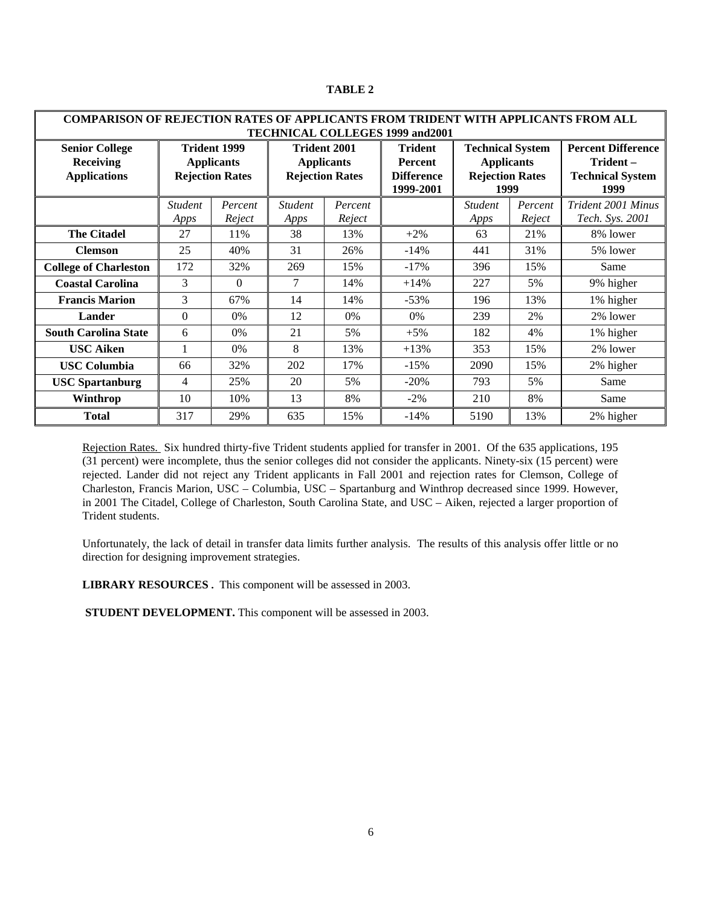**TABLE 2**

| COMPARISON OF REJECTION RATES OF APPLICANTS FROM TRIDENT WITH APPLICANTS FROM ALL TECHNICAL COLLEGES 1999 and2001 | | | | | | | | | |
|---|---|---|---|---|---|---|---|---|---|
| **Senior College Receiving Applications** | **Trident 1999 Applicants Rejection Rates** | | **Trident 2001 Applicants Rejection Rates** | | **Trident Percent Difference 1999-2001** | **Technical System Applicants Rejection Rates 1999** | | **Percent Difference Trident – Technical System 1999** |
| | *Student Apps* | *Percent Reject* | *Student Apps* | *Percent Reject* | | *Student Apps* | *Percent Reject* | *Trident 2001 Minus Tech. Sys. 2001* |
| **The Citadel** | 27 | 11% | 38 | 13% | +2% | 63 | 21% | 8% lower |
| **Clemson** | 25 | 40% | 31 | 26% | -14% | 441 | 31% | 5% lower |
| **College of Charleston** | 172 | 32% | 269 | 15% | -17% | 396 | 15% | Same |
| **Coastal Carolina** | 3 | 0 | 7 | 14% | +14% | 227 | 5% | 9% higher |
| **Francis Marion** | 3 | 67% | 14 | 14% | -53% | 196 | 13% | 1% higher |
| **Lander** | 0 | 0% | 12 | 0% | 0% | 239 | 2% | 2% lower |
| **South Carolina State** | 6 | 0% | 21 | 5% | +5% | 182 | 4% | 1% higher |
| **USC Aiken** | 1 | 0% | 8 | 13% | +13% | 353 | 15% | 2% lower |
| **USC Columbia** | 66 | 32% | 202 | 17% | -15% | 2090 | 15% | 2% higher |
| **USC Spartanburg** | 4 | 25% | 20 | 5% | -20% | 793 | 5% | Same |
| **Winthrop** | 10 | 10% | 13 | 8% | -2% | 210 | 8% | Same |
| **Total** | 317 | 29% | 635 | 15% | -14% | 5190 | 13% | 2% higher |

Rejection Rates. Six hundred thirty-five Trident students applied for transfer in 2001. Of the 635 applications, 195 (31 percent) were incomplete, thus the senior colleges did not consider the applicants. Ninety-six (15 percent) were rejected. Lander did not reject any Trident applicants in Fall 2001 and rejection rates for Clemson, College of Charleston, Francis Marion, USC – Columbia, USC – Spartanburg and Winthrop decreased since 1999. However, in 2001 The Citadel, College of Charleston, South Carolina State, and USC – Aiken, rejected a larger proportion of Trident students.

Unfortunately, the lack of detail in transfer data limits further analysis. The results of this analysis offer little or no direction for designing improvement strategies.

**LIBRARY RESOURCES .** This component will be assessed in 2003.

**STUDENT DEVELOPMENT.** This component will be assessed in 2003.